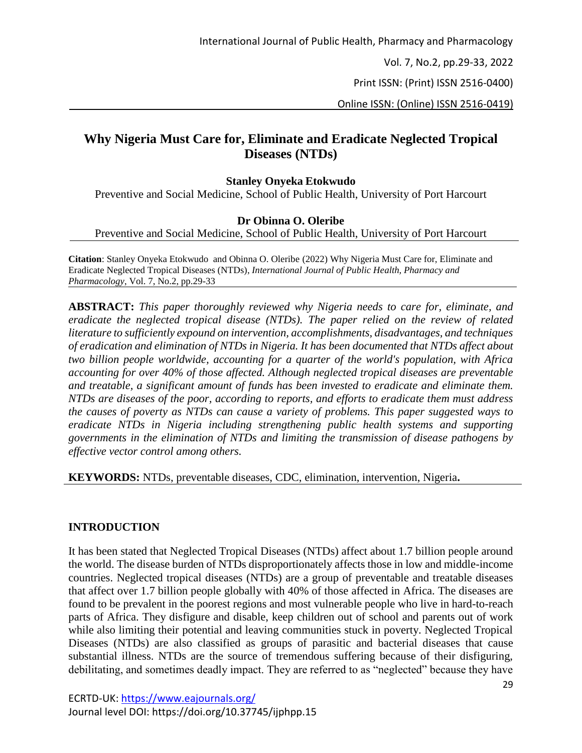# Why Nigeria Must Care for, Eliminate and Eradicate Neglected Tropical Diseases (NTDs)

**Stanley Onyeka Etokwudo**

Preventive and Social Medicine, School of Public Health, University of Port Harcourt

**Dr Obinna O. Oleribe**

Preventive and Social Medicine, School of Public Health, University of Port Harcourt

**Citation**: Stanley Onyeka Etokwudo and Obinna O. Oleribe (2022) Why Nigeria Must Care for, Eliminate and Eradicate Neglected Tropical Diseases (NTDs), *International Journal of Public Health, Pharmacy and Pharmacology*, Vol. 7, No.2, pp.29-33

**ABSTRACT:** *This paper thoroughly reviewed why Nigeria needs to care for, eliminate, and eradicate the neglected tropical disease (NTDs). The paper relied on the review of related literature to sufficiently expound on intervention, accomplishments, disadvantages, and techniques of eradication and elimination of NTDs in Nigeria. It has been documented that NTDs affect about two billion people worldwide, accounting for a quarter of the world's population, with Africa accounting for over 40% of those affected. Although neglected tropical diseases are preventable and treatable, a significant amount of funds has been invested to eradicate and eliminate them. NTDs are diseases of the poor, according to reports, and efforts to eradicate them must address the causes of poverty as NTDs can cause a variety of problems. This paper suggested ways to eradicate NTDs in Nigeria including strengthening public health systems and supporting governments in the elimination of NTDs and limiting the transmission of disease pathogens by effective vector control among others.*

**KEYWORDS:** NTDs, preventable diseases, CDC, elimination, intervention, Nigeria**.**

## INTRODUCTION

It has been stated that Neglected Tropical Diseases (NTDs) affect about 1.7 billion people around the world. The disease burden of NTDs disproportionately affects those in low and middle-income countries. Neglected tropical diseases (NTDs) are a group of preventable and treatable diseases that affect over 1.7 billion people globally with 40% of those affected in Africa. The diseases are found to be prevalent in the poorest regions and most vulnerable people who live in hard-to-reach parts of Africa. They disfigure and disable, keep children out of school and parents out of work while also limiting their potential and leaving communities stuck in poverty. Neglected Tropical Diseases (NTDs) are also classified as groups of parasitic and bacterial diseases that cause substantial illness. NTDs are the source of tremendous suffering because of their disfiguring, debilitating, and sometimes deadly impact. They are referred to as "neglected" because they have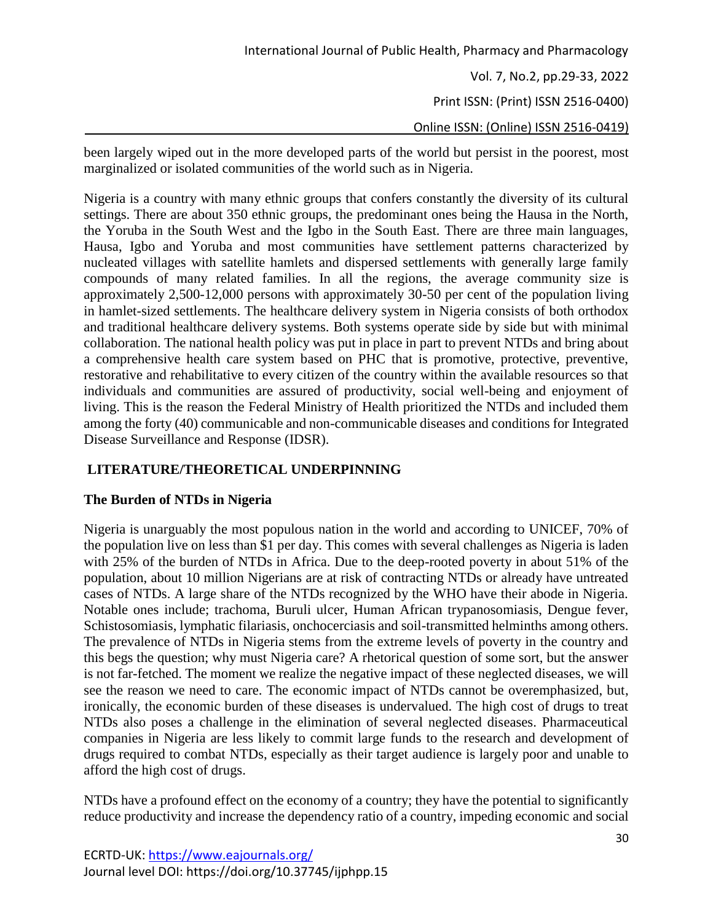been largely wiped out in the more developed parts of the world but persist in the poorest, most marginalized or isolated communities of the world such as in Nigeria.

Nigeria is a country with many ethnic groups that confers constantly the diversity of its cultural settings. There are about 350 ethnic groups, the predominant ones being the Hausa in the North, the Yoruba in the South West and the Igbo in the South East. There are three main languages, Hausa, Igbo and Yoruba and most communities have settlement patterns characterized by nucleated villages with satellite hamlets and dispersed settlements with generally large family compounds of many related families. In all the regions, the average community size is approximately 2,500-12,000 persons with approximately 30-50 per cent of the population living in hamlet-sized settlements. The healthcare delivery system in Nigeria consists of both orthodox and traditional healthcare delivery systems. Both systems operate side by side but with minimal collaboration. The national health policy was put in place in part to prevent NTDs and bring about a comprehensive health care system based on PHC that is promotive, protective, preventive, restorative and rehabilitative to every citizen of the country within the available resources so that individuals and communities are assured of productivity, social well-being and enjoyment of living. This is the reason the Federal Ministry of Health prioritized the NTDs and included them among the forty (40) communicable and non-communicable diseases and conditions for Integrated Disease Surveillance and Response (IDSR).

## LITERATURE/THEORETICAL UNDERPINNING

### The Burden of NTDs in Nigeria

Nigeria is unarguably the most populous nation in the world and according to UNICEF, 70% of the population live on less than \$1 per day. This comes with several challenges as Nigeria is laden with 25% of the burden of NTDs in Africa. Due to the deep-rooted poverty in about 51% of the population, about 10 million Nigerians are at risk of contracting NTDs or already have untreated cases of NTDs. A large share of the NTDs recognized by the WHO have their abode in Nigeria. Notable ones include; trachoma, Buruli ulcer, Human African trypanosomiasis, Dengue fever, Schistosomiasis, lymphatic filariasis, onchocerciasis and soil-transmitted helminths among others. The prevalence of NTDs in Nigeria stems from the extreme levels of poverty in the country and this begs the question; why must Nigeria care? A rhetorical question of some sort, but the answer is not far-fetched. The moment we realize the negative impact of these neglected diseases, we will see the reason we need to care. The economic impact of NTDs cannot be overemphasized, but, ironically, the economic burden of these diseases is undervalued. The high cost of drugs to treat NTDs also poses a challenge in the elimination of several neglected diseases. Pharmaceutical companies in Nigeria are less likely to commit large funds to the research and development of drugs required to combat NTDs, especially as their target audience is largely poor and unable to afford the high cost of drugs.

NTDs have a profound effect on the economy of a country; they have the potential to significantly reduce productivity and increase the dependency ratio of a country, impeding economic and social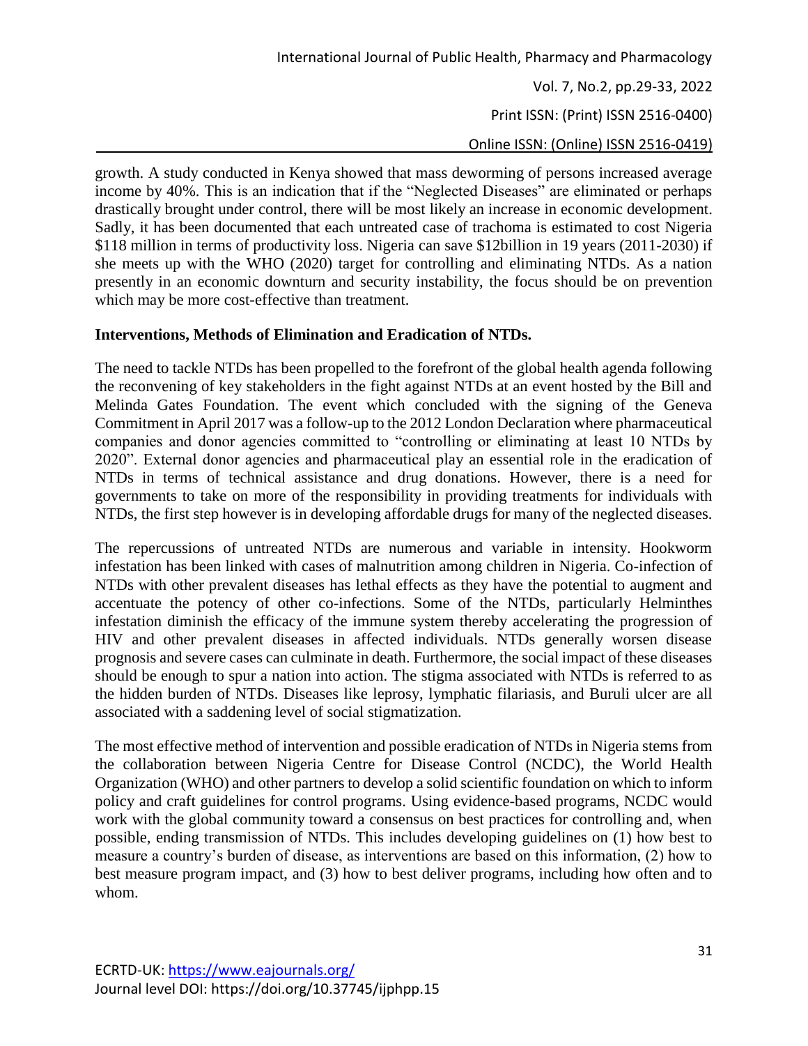growth. A study conducted in Kenya showed that mass deworming of persons increased average income by 40%. This is an indication that if the "Neglected Diseases" are eliminated or perhaps drastically brought under control, there will be most likely an increase in economic development. Sadly, it has been documented that each untreated case of trachoma is estimated to cost Nigeria \$118 million in terms of productivity loss. Nigeria can save \$12billion in 19 years (2011-2030) if she meets up with the WHO (2020) target for controlling and eliminating NTDs. As a nation presently in an economic downturn and security instability, the focus should be on prevention which may be more cost-effective than treatment.

**Interventions, Methods of Elimination and Eradication of NTDs.**

The need to tackle NTDs has been propelled to the forefront of the global health agenda following the reconvening of key stakeholders in the fight against NTDs at an event hosted by the Bill and Melinda Gates Foundation. The event which concluded with the signing of the Geneva Commitment in April 2017 was a follow-up to the 2012 London Declaration where pharmaceutical companies and donor agencies committed to "controlling or eliminating at least 10 NTDs by 2020". External donor agencies and pharmaceutical play an essential role in the eradication of NTDs in terms of technical assistance and drug donations. However, there is a need for governments to take on more of the responsibility in providing treatments for individuals with NTDs, the first step however is in developing affordable drugs for many of the neglected diseases.

The repercussions of untreated NTDs are numerous and variable in intensity. Hookworm infestation has been linked with cases of malnutrition among children in Nigeria. Co-infection of NTDs with other prevalent diseases has lethal effects as they have the potential to augment and accentuate the potency of other co-infections. Some of the NTDs, particularly Helminthes infestation diminish the efficacy of the immune system thereby accelerating the progression of HIV and other prevalent diseases in affected individuals. NTDs generally worsen disease prognosis and severe cases can culminate in death. Furthermore, the social impact of these diseases should be enough to spur a nation into action. The stigma associated with NTDs is referred to as the hidden burden of NTDs. Diseases like leprosy, lymphatic filariasis, and Buruli ulcer are all associated with a saddening level of social stigmatization.

The most effective method of intervention and possible eradication of NTDs in Nigeria stems from the collaboration between Nigeria Centre for Disease Control (NCDC), the World Health Organization (WHO) and other partners to develop a solid scientific foundation on which to inform policy and craft guidelines for control programs. Using evidence-based programs, NCDC would work with the global community toward a consensus on best practices for controlling and, when possible, ending transmission of NTDs. This includes developing guidelines on (1) how best to measure a country's burden of disease, as interventions are based on this information, (2) how to best measure program impact, and (3) how to best deliver programs, including how often and to whom.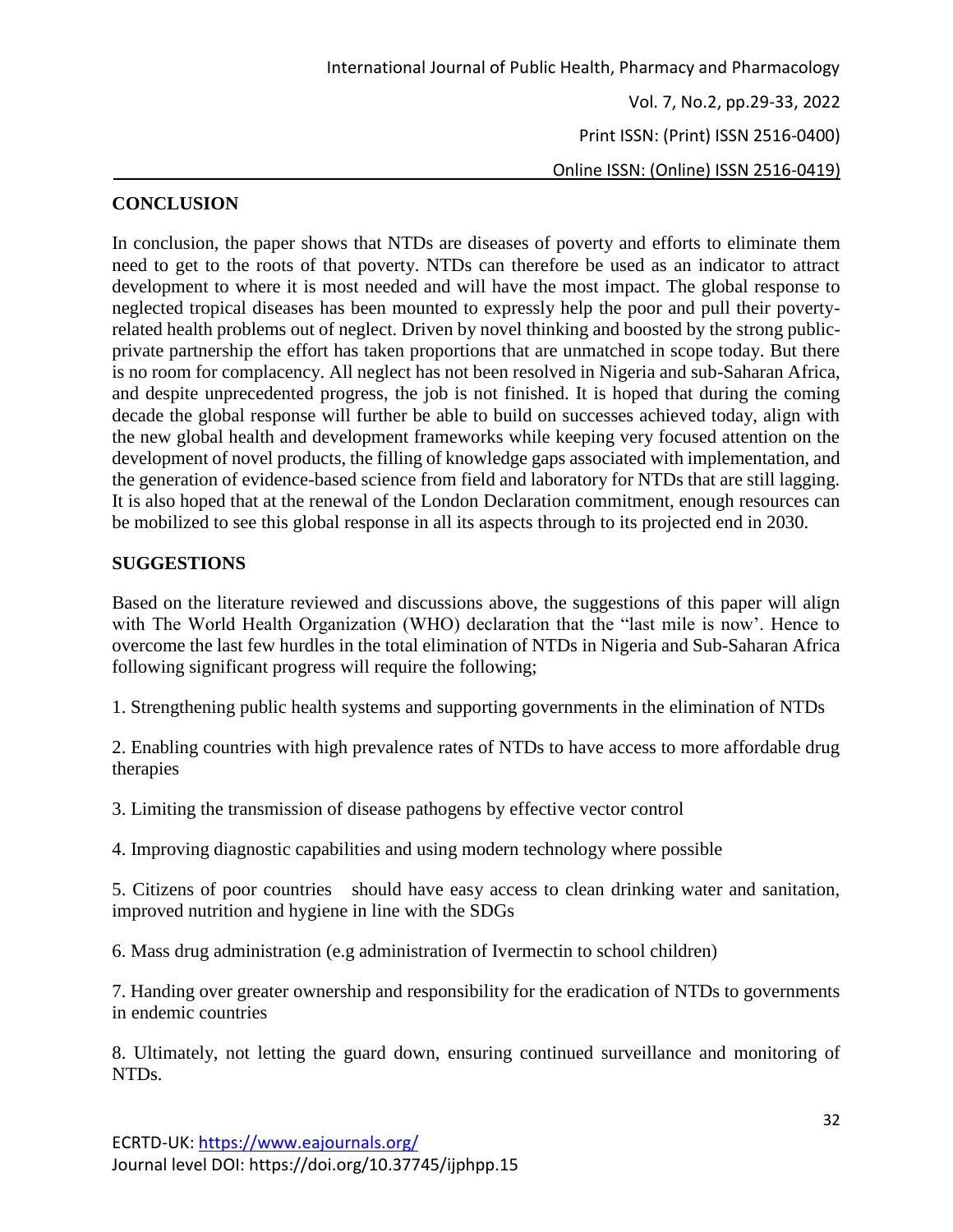## CONCLUSION

In conclusion, the paper shows that NTDs are diseases of poverty and efforts to eliminate them need to get to the roots of that poverty. NTDs can therefore be used as an indicator to attract development to where it is most needed and will have the most impact. The global response to neglected tropical diseases has been mounted to expressly help the poor and pull their poverty-related health problems out of neglect. Driven by novel thinking and boosted by the strong public-private partnership the effort has taken proportions that are unmatched in scope today. But there is no room for complacency. All neglect has not been resolved in Nigeria and sub-Saharan Africa, and despite unprecedented progress, the job is not finished. It is hoped that during the coming decade the global response will further be able to build on successes achieved today, align with the new global health and development frameworks while keeping very focused attention on the development of novel products, the filling of knowledge gaps associated with implementation, and the generation of evidence-based science from field and laboratory for NTDs that are still lagging. It is also hoped that at the renewal of the London Declaration commitment, enough resources can be mobilized to see this global response in all its aspects through to its projected end in 2030.

## SUGGESTIONS

Based on the literature reviewed and discussions above, the suggestions of this paper will align with The World Health Organization (WHO) declaration that the "last mile is now'. Hence to overcome the last few hurdles in the total elimination of NTDs in Nigeria and Sub-Saharan Africa following significant progress will require the following;

1. Strengthening public health systems and supporting governments in the elimination of NTDs

2. Enabling countries with high prevalence rates of NTDs to have access to more affordable drug therapies

3. Limiting the transmission of disease pathogens by effective vector control

4. Improving diagnostic capabilities and using modern technology where possible

5. Citizens of poor countries should have easy access to clean drinking water and sanitation, improved nutrition and hygiene in line with the SDGs

6. Mass drug administration (e.g administration of Ivermectin to school children)

7. Handing over greater ownership and responsibility for the eradication of NTDs to governments in endemic countries

8. Ultimately, not letting the guard down, ensuring continued surveillance and monitoring of NTDs.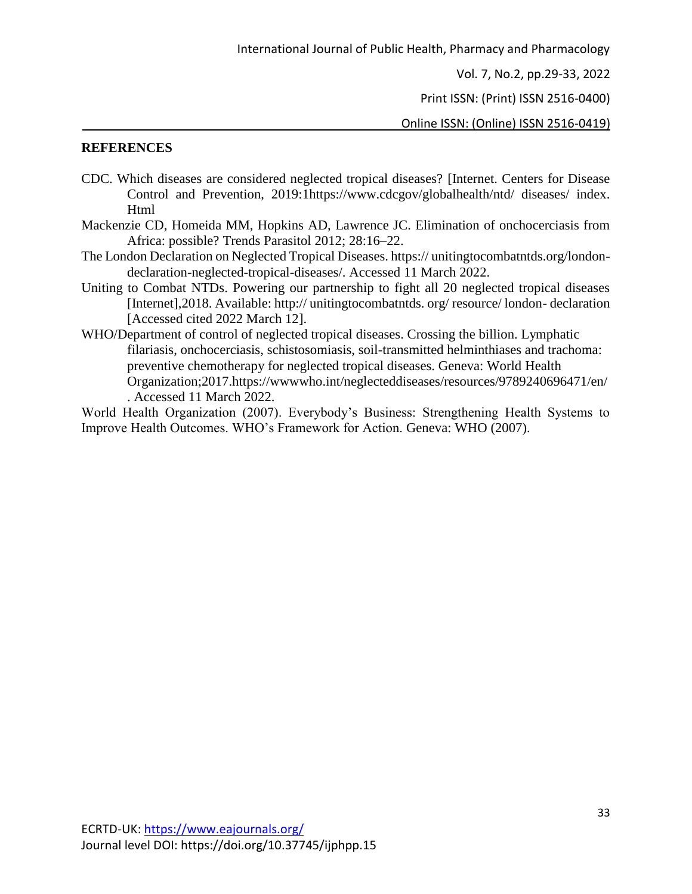## REFERENCES

CDC. Which diseases are considered neglected tropical diseases? [Internet. Centers for Disease Control and Prevention, 2019:1https://www.cdcgov/globalhealth/ntd/ diseases/ index. Html

Mackenzie CD, Homeida MM, Hopkins AD, Lawrence JC. Elimination of onchocerciasis from Africa: possible? Trends Parasitol 2012; 28:16–22.

The London Declaration on Neglected Tropical Diseases. https:// unitingtocombatntds.org/london-declaration-neglected-tropical-diseases/. Accessed 11 March 2022.

Uniting to Combat NTDs. Powering our partnership to fight all 20 neglected tropical diseases [Internet],2018. Available: http:// unitingtocombatntds. org/ resource/ london- declaration [Accessed cited 2022 March 12].

WHO/Department of control of neglected tropical diseases. Crossing the billion. Lymphatic filariasis, onchocerciasis, schistosomiasis, soil-transmitted helminthiases and trachoma: preventive chemotherapy for neglected tropical diseases. Geneva: World Health Organization;2017.https://wwwwho.int/neglecteddiseases/resources/9789240696471/en/ . Accessed 11 March 2022.

World Health Organization (2007). Everybody's Business: Strengthening Health Systems to Improve Health Outcomes. WHO's Framework for Action. Geneva: WHO (2007).